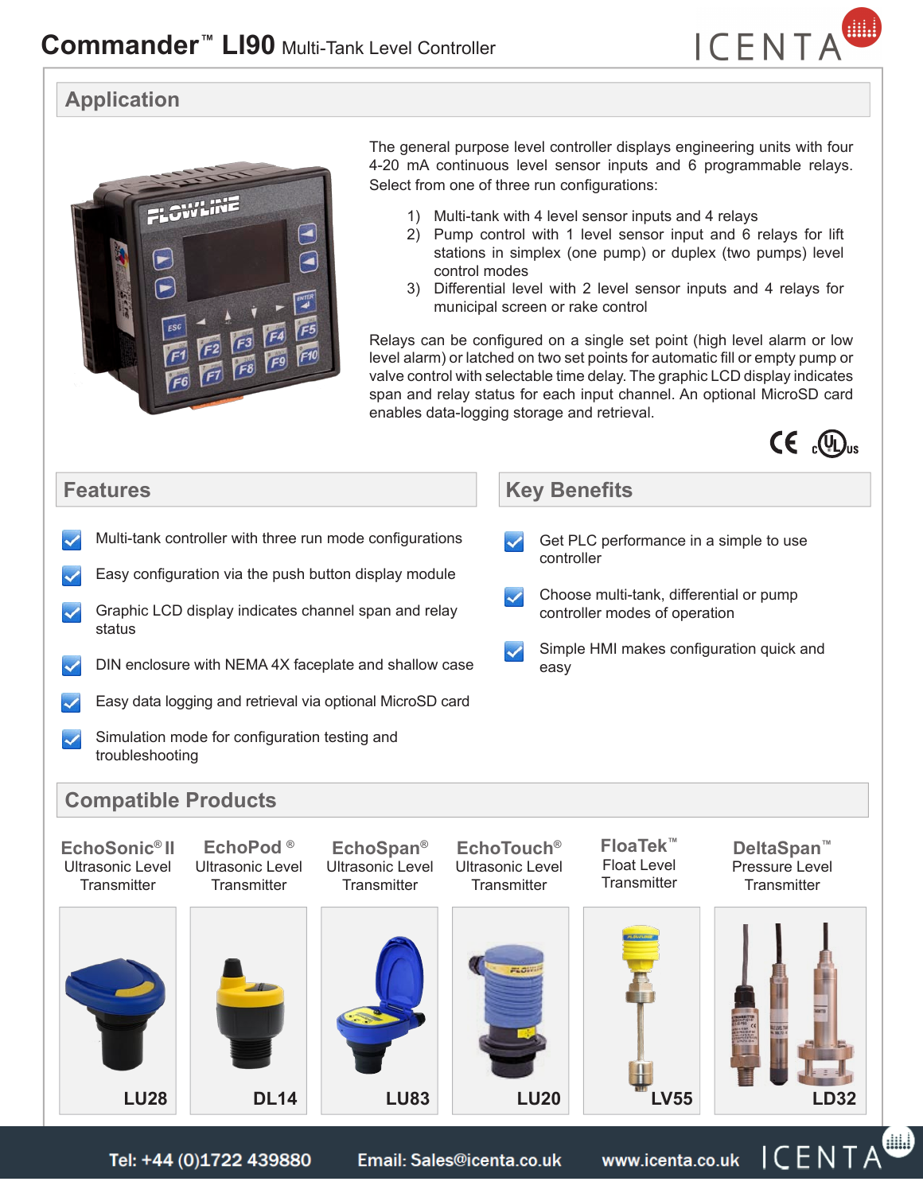# Commander™ LI90 Multi-Tank Level Controller

## Application

The general purpose level controller displays engineering units with four 4-20 mA continuous level sensor inputs and 6 programmable relays. Select from one of three run configurations:

1) Multi-tank with 4 level sensor inputs and 4 relays
2) Pump control with 1 level sensor input and 6 relays for lift stations in simplex (one pump) or duplex (two pumps) level control modes
3) Differential level with 2 level sensor inputs and 4 relays for municipal screen or rake control

Relays can be configured on a single set point (high level alarm or low level alarm) or latched on two set points for automatic fill or empty pump or valve control with selectable time delay. The graphic LCD display indicates span and relay status for each input channel. An optional MicroSD card enables data-logging storage and retrieval.

## Features

- Multi-tank controller with three run mode configurations
- Easy configuration via the push button display module
- Graphic LCD display indicates channel span and relay status
- DIN enclosure with NEMA 4X faceplate and shallow case
- Easy data logging and retrieval via optional MicroSD card
- Simulation mode for configuration testing and troubleshooting

## Key Benefits

- Get PLC performance in a simple to use controller
- Choose multi-tank, differential or pump controller modes of operation
- Simple HMI makes configuration quick and easy

## Compatible Products

| EchoSonic® II Ultrasonic Level Transmitter | EchoPod® Ultrasonic Level Transmitter | EchoSpan® Ultrasonic Level Transmitter | EchoTouch® Ultrasonic Level Transmitter | FloaTek™ Float Level Transmitter | DeltaSpan™ Pressure Level Transmitter |
|---|---|---|---|---|---|
| LU28 | DL14 | LU83 | LU20 | LV55 | LD32 |

Tel: +44 (0)1722 439880 Email: Sales@icenta.co.uk www.icenta.co.uk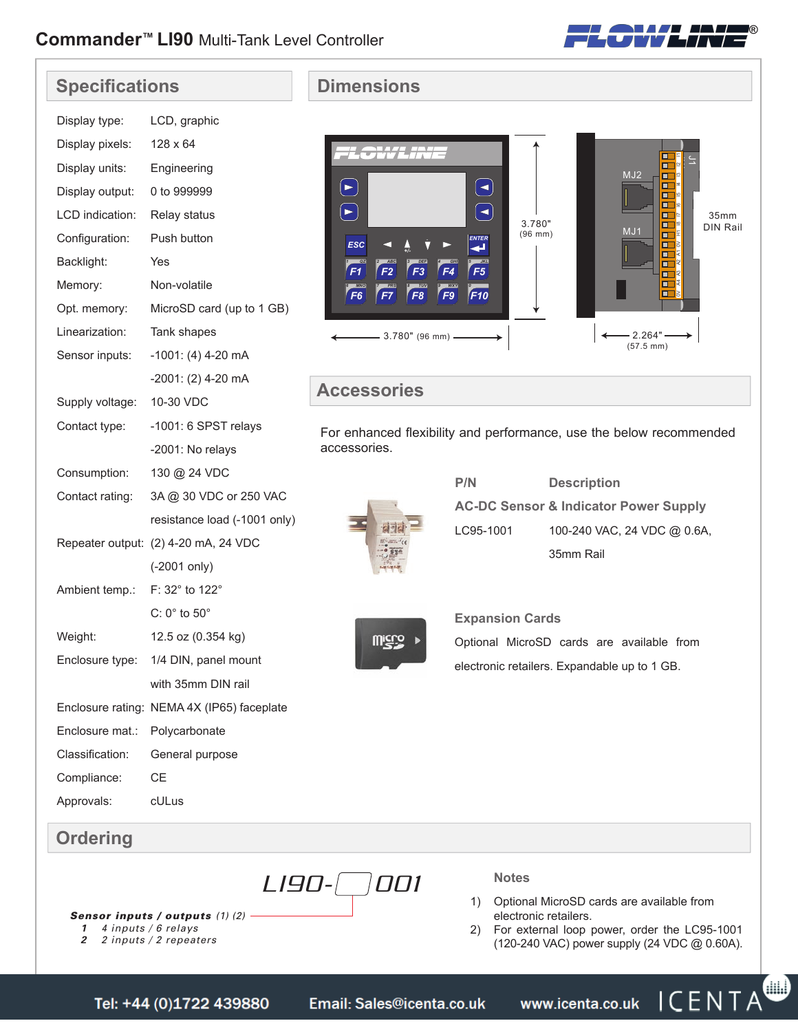# Commander™ LI90 Multi-Tank Level Controller

## Specifications

| | |
|---|---|
| Display type: | LCD, graphic |
| Display pixels: | 128 x 64 |
| Display units: | Engineering |
| Display output: | 0 to 999999 |
| LCD indication: | Relay status |
| Configuration: | Push button |
| Backlight: | Yes |
| Memory: | Non-volatile |
| Opt. memory: | MicroSD card (up to 1 GB) |
| Linearization: | Tank shapes |
| Sensor inputs: | -1001: (4) 4-20 mA |
| | -2001: (2) 4-20 mA |
| Supply voltage: | 10-30 VDC |
| Contact type: | -1001: 6 SPST relays |
| | -2001: No relays |
| Consumption: | 130 @ 24 VDC |
| Contact rating: | 3A @ 30 VDC or 250 VAC resistance load (-1001 only) |
| Repeater output: | (2) 4-20 mA, 24 VDC (-2001 only) |
| Ambient temp.: | F: 32° to 122° |
| | C: 0° to 50° |
| Weight: | 12.5 oz (0.354 kg) |
| Enclosure type: | 1/4 DIN, panel mount with 35mm DIN rail |
| Enclosure rating: | NEMA 4X (IP65) faceplate |
| Enclosure mat.: | Polycarbonate |
| Classification: | General purpose |
| Compliance: | CE |
| Approvals: | cULus |

## Dimensions

3.780" (96 mm)

3.780" (96 mm)

2.264" (57.5 mm)

35mm DIN Rail

## Accessories

For enhanced flexibility and performance, use the below recommended accessories.

| P/N | Description |
|---|---|
| **AC-DC Sensor & Indicator Power Supply** | |
| LC95-1001 | 100-240 VAC, 24 VDC @ 0.6A, 35mm Rail |

**Expansion Cards**

Optional MicroSD cards are available from electronic retailers. Expandable up to 1 GB.

## Ordering

LI90-☐001

***Sensor inputs / outputs*** *(1) (2)*

- ***1*** *4 inputs / 6 relays*
- ***2*** *2 inputs / 2 repeaters*

**Notes**

1) Optional MicroSD cards are available from electronic retailers.
2) For external loop power, order the LC95-1001 (120-240 VAC) power supply (24 VDC @ 0.60A).

Tel: +44 (0)1722 439880 Email: Sales@icenta.co.uk www.icenta.co.uk ICENTA